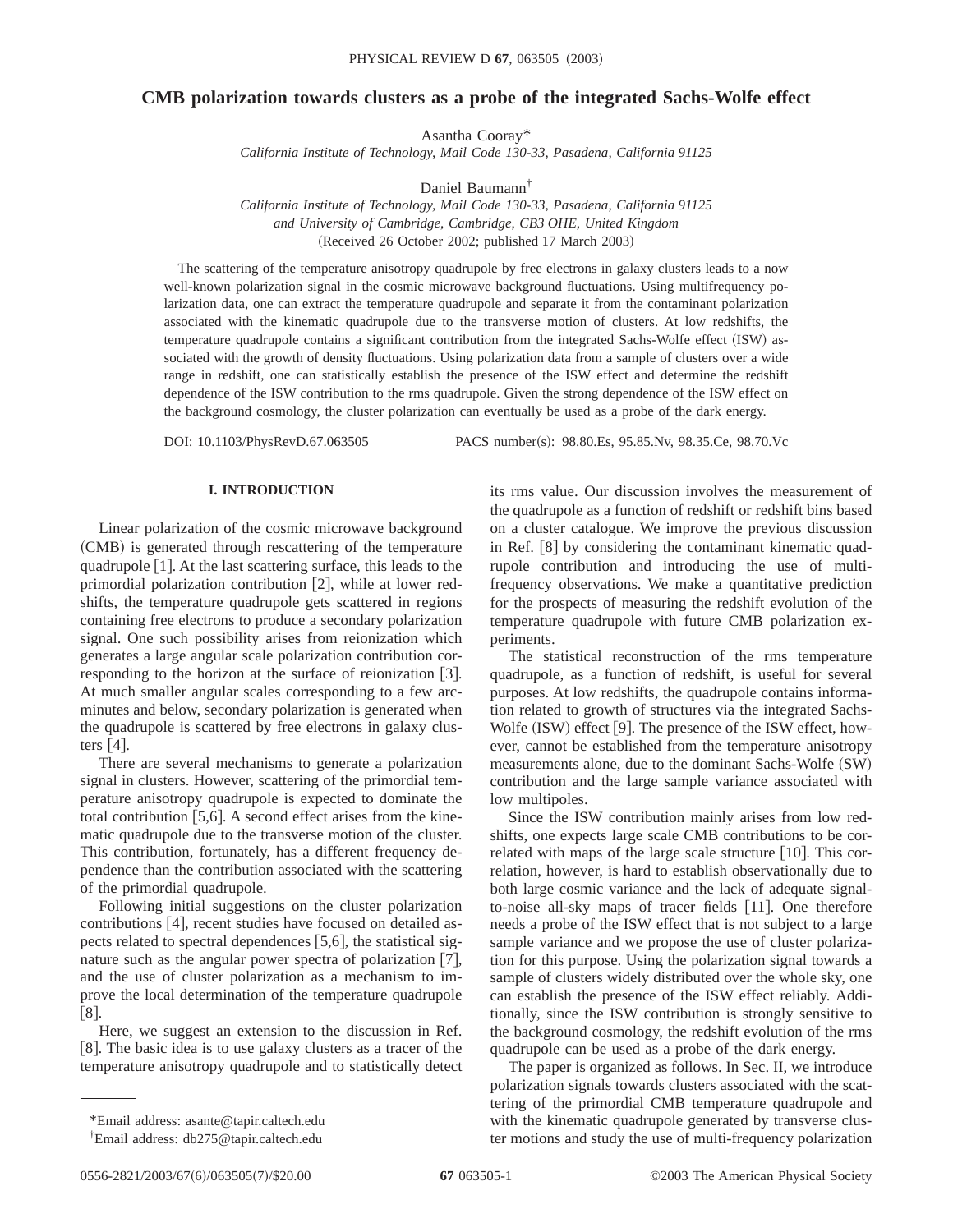# CMB polarization towards clusters as a probe of the integrated Sachs-Wolfe effect

Asantha Cooray*

*California Institute of Technology, Mail Code 130-33, Pasadena, California 91125*

Daniel Baumann†

*California Institute of Technology, Mail Code 130-33, Pasadena, California 91125*
*and University of Cambridge, Cambridge, CB3 OHE, United Kingdom*

(Received 26 October 2002; published 17 March 2003)

The scattering of the temperature anisotropy quadrupole by free electrons in galaxy clusters leads to a now well-known polarization signal in the cosmic microwave background fluctuations. Using multifrequency polarization data, one can extract the temperature quadrupole and separate it from the contaminant polarization associated with the kinematic quadrupole due to the transverse motion of clusters. At low redshifts, the temperature quadrupole contains a significant contribution from the integrated Sachs-Wolfe effect (ISW) associated with the growth of density fluctuations. Using polarization data from a sample of clusters over a wide range in redshift, one can statistically establish the presence of the ISW effect and determine the redshift dependence of the ISW contribution to the rms quadrupole. Given the strong dependence of the ISW effect on the background cosmology, the cluster polarization can eventually be used as a probe of the dark energy.

DOI: 10.1103/PhysRevD.67.063505 PACS number(s): 98.80.Es, 95.85.Nv, 98.35.Ce, 98.70.Vc

## I. INTRODUCTION

Linear polarization of the cosmic microwave background (CMB) is generated through rescattering of the temperature quadrupole [1]. At the last scattering surface, this leads to the primordial polarization contribution [2], while at lower redshifts, the temperature quadrupole gets scattered in regions containing free electrons to produce a secondary polarization signal. One such possibility arises from reionization which generates a large angular scale polarization contribution corresponding to the horizon at the surface of reionization [3]. At much smaller angular scales corresponding to a few arcminutes and below, secondary polarization is generated when the quadrupole is scattered by free electrons in galaxy clusters [4].

There are several mechanisms to generate a polarization signal in clusters. However, scattering of the primordial temperature anisotropy quadrupole is expected to dominate the total contribution [5,6]. A second effect arises from the kinematic quadrupole due to the transverse motion of the cluster. This contribution, fortunately, has a different frequency dependence than the contribution associated with the scattering of the primordial quadrupole.

Following initial suggestions on the cluster polarization contributions [4], recent studies have focused on detailed aspects related to spectral dependences [5,6], the statistical signature such as the angular power spectra of polarization [7], and the use of cluster polarization as a mechanism to improve the local determination of the temperature quadrupole [8].

Here, we suggest an extension to the discussion in Ref. [8]. The basic idea is to use galaxy clusters as a tracer of the temperature anisotropy quadrupole and to statistically detect its rms value. Our discussion involves the measurement of the quadrupole as a function of redshift or redshift bins based on a cluster catalogue. We improve the previous discussion in Ref. [8] by considering the contaminant kinematic quadrupole contribution and introducing the use of multifrequency observations. We make a quantitative prediction for the prospects of measuring the redshift evolution of the temperature quadrupole with future CMB polarization experiments.

The statistical reconstruction of the rms temperature quadrupole, as a function of redshift, is useful for several purposes. At low redshifts, the quadrupole contains information related to growth of structures via the integrated Sachs-Wolfe (ISW) effect [9]. The presence of the ISW effect, however, cannot be established from the temperature anisotropy measurements alone, due to the dominant Sachs-Wolfe (SW) contribution and the large sample variance associated with low multipoles.

Since the ISW contribution mainly arises from low redshifts, one expects large scale CMB contributions to be correlated with maps of the large scale structure [10]. This correlation, however, is hard to establish observationally due to both large cosmic variance and the lack of adequate signal-to-noise all-sky maps of tracer fields [11]. One therefore needs a probe of the ISW effect that is not subject to a large sample variance and we propose the use of cluster polarization for this purpose. Using the polarization signal towards a sample of clusters widely distributed over the whole sky, one can establish the presence of the ISW effect reliably. Additionally, since the ISW contribution is strongly sensitive to the background cosmology, the redshift evolution of the rms quadrupole can be used as a probe of the dark energy.

The paper is organized as follows. In Sec. II, we introduce polarization signals towards clusters associated with the scattering of the primordial CMB temperature quadrupole and with the kinematic quadrupole generated by transverse cluster motions and study the use of multi-frequency polarization

*Email address: asante@tapir.caltech.edu

†Email address: db275@tapir.caltech.edu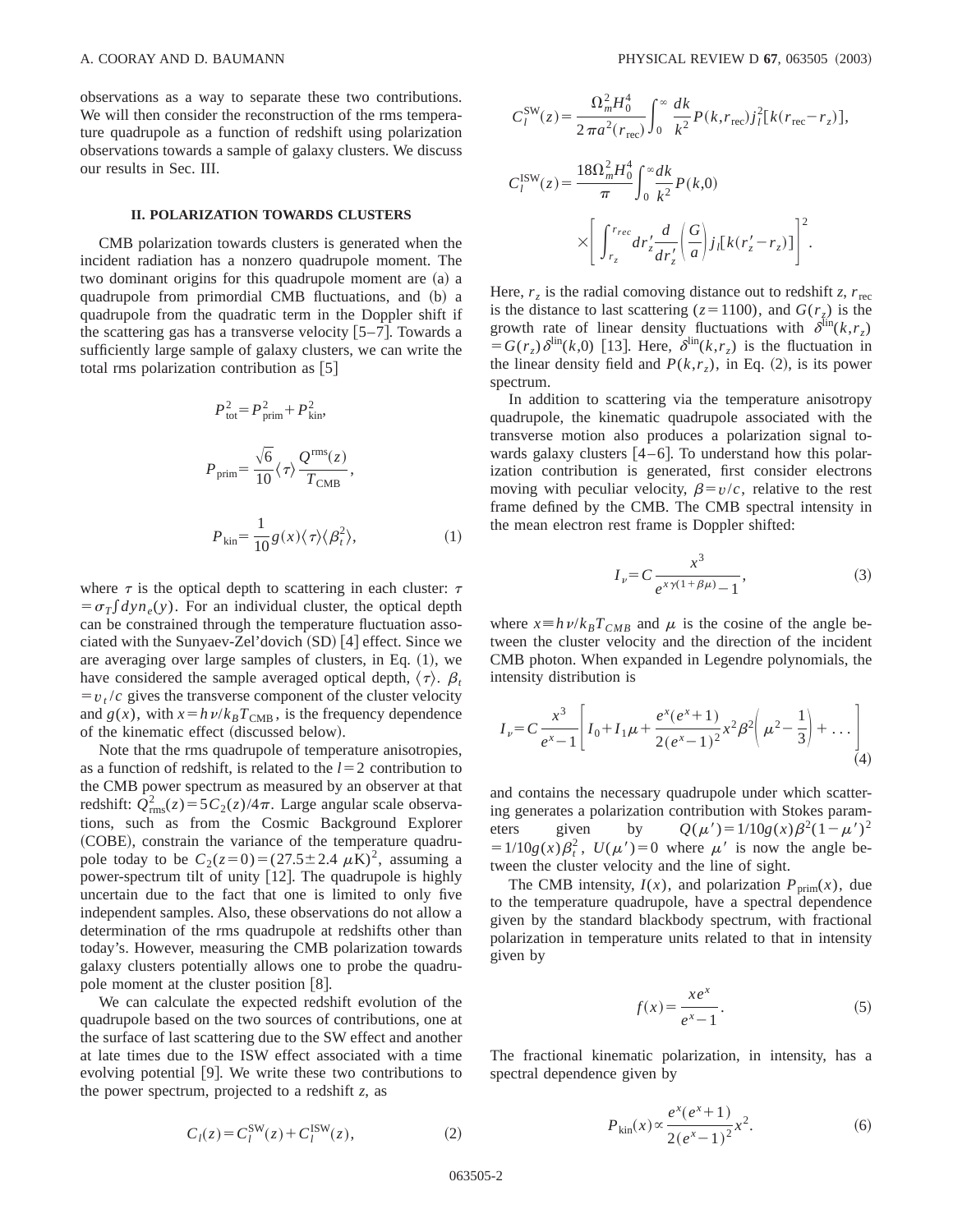observations as a way to separate these two contributions. We will then consider the reconstruction of the rms temperature quadrupole as a function of redshift using polarization observations towards a sample of galaxy clusters. We discuss our results in Sec. III.

## II. POLARIZATION TOWARDS CLUSTERS

CMB polarization towards clusters is generated when the incident radiation has a nonzero quadrupole moment. The two dominant origins for this quadrupole moment are (a) a quadrupole from primordial CMB fluctuations, and (b) a quadrupole from the quadratic term in the Doppler shift if the scattering gas has a transverse velocity [5–7]. Towards a sufficiently large sample of galaxy clusters, we can write the total rms polarization contribution as [5]

$$P_{\rm tot}^2 = P_{\rm prim}^2 + P_{\rm kin}^2,$$

$$P_{\rm prim} = \frac{\sqrt{6}}{10}\langle \tau \rangle \frac{Q^{\rm rms}(z)}{T_{\rm CMB}},$$

$$P_{\rm kin} = \frac{1}{10} g(x) \langle \tau \rangle \langle \beta_t^2 \rangle, \tag{1}$$

where $\tau$ is the optical depth to scattering in each cluster: $\tau = \sigma_T \int dy n_e(y)$. For an individual cluster, the optical depth can be constrained through the temperature fluctuation associated with the Sunyaev-Zel'dovich (SD) [4] effect. Since we are averaging over large samples of clusters, in Eq. (1), we have considered the sample averaged optical depth, $\langle \tau \rangle$. $\beta_t = v_t/c$ gives the transverse component of the cluster velocity and $g(x)$, with $x = h\nu/k_B T_{\rm CMB}$, is the frequency dependence of the kinematic effect (discussed below).

Note that the rms quadrupole of temperature anisotropies, as a function of redshift, is related to the $l=2$ contribution to the CMB power spectrum as measured by an observer at that redshift: $Q_{\rm rms}^2(z) = 5C_2(z)/4\pi$. Large angular scale observations, such as from the Cosmic Background Explorer (COBE), constrain the variance of the temperature quadrupole today to be $C_2(z=0) = (27.5 \pm 2.4\ \mu{\rm K})^2$, assuming a power-spectrum tilt of unity [12]. The quadrupole is highly uncertain due to the fact that one is limited to only five independent samples. Also, these observations do not allow a determination of the rms quadrupole at redshifts other than today's. However, measuring the CMB polarization towards galaxy clusters potentially allows one to probe the quadrupole moment at the cluster position [8].

We can calculate the expected redshift evolution of the quadrupole based on the two sources of contributions, one at the surface of last scattering due to the SW effect and another at late times due to the ISW effect associated with a time evolving potential [9]. We write these two contributions to the power spectrum, projected to a redshift $z$, as

$$C_l(z) = C_l^{\rm SW}(z) + C_l^{\rm ISW}(z), \tag{2}$$

$$C_l^{\rm SW}(z) = \frac{\Omega_m^2 H_0^4}{2\pi a^2(r_{\rm rec})} \int_0^\infty \frac{dk}{k^2} P(k, r_{\rm rec}) j_l^2[k(r_{\rm rec} - r_z)],$$

$$C_l^{\rm ISW}(z) = \frac{18\Omega_m^2 H_0^4}{\pi} \int_0^\infty \frac{dk}{k^2} P(k,0) \times \left[ \int_{r_z}^{r_{rec}} dr_z' \frac{d}{dr_z'} \left( \frac{G}{a} \right) j_l[k(r_z' - r_z)] \right]^2.$$

Here, $r_z$ is the radial comoving distance out to redshift $z$, $r_{\rm rec}$ is the distance to last scattering ($z=1100$), and $G(r_z)$ is the growth rate of linear density fluctuations with $\delta^{\rm lin}(k,r_z) = G(r_z)\delta^{\rm lin}(k,0)$ [13]. Here, $\delta^{\rm lin}(k,r_z)$ is the fluctuation in the linear density field and $P(k,r_z)$, in Eq. (2), is its power spectrum.

In addition to scattering via the temperature anisotropy quadrupole, the kinematic quadrupole associated with the transverse motion also produces a polarization signal towards galaxy clusters [4–6]. To understand how this polarization contribution is generated, first consider electrons moving with peculiar velocity, $\beta = v/c$, relative to the rest frame defined by the CMB. The CMB spectral intensity in the mean electron rest frame is Doppler shifted:

$$I_\nu = C \frac{x^3}{e^{x\gamma(1+\beta\mu)} - 1}, \tag{3}$$

where $x \equiv h\nu/k_B T_{CMB}$ and $\mu$ is the cosine of the angle between the cluster velocity and the direction of the incident CMB photon. When expanded in Legendre polynomials, the intensity distribution is

$$I_\nu = C \frac{x^3}{e^x - 1} \left[ I_0 + I_1 \mu + \frac{e^x(e^x+1)}{2(e^x-1)^2} x^2 \beta^2 \left( \mu^2 - \frac{1}{3} \right) + \dots \right] \tag{4}$$

and contains the necessary quadrupole under which scattering generates a polarization contribution with Stokes parameters given by $Q(\mu') = 1/10 g(x) \beta^2 (1-\mu')^2 = 1/10 g(x) \beta_t^2$, $U(\mu') = 0$ where $\mu'$ is now the angle between the cluster velocity and the line of sight.

The CMB intensity, $I(x)$, and polarization $P_{\rm prim}(x)$, due to the temperature quadrupole, have a spectral dependence given by the standard blackbody spectrum, with fractional polarization in temperature units related to that in intensity given by

$$f(x) = \frac{xe^x}{e^x - 1}. \tag{5}$$

The fractional kinematic polarization, in intensity, has a spectral dependence given by

$$P_{\rm kin}(x) \propto \frac{e^x(e^x+1)}{2(e^x-1)^2} x^2. \tag{6}$$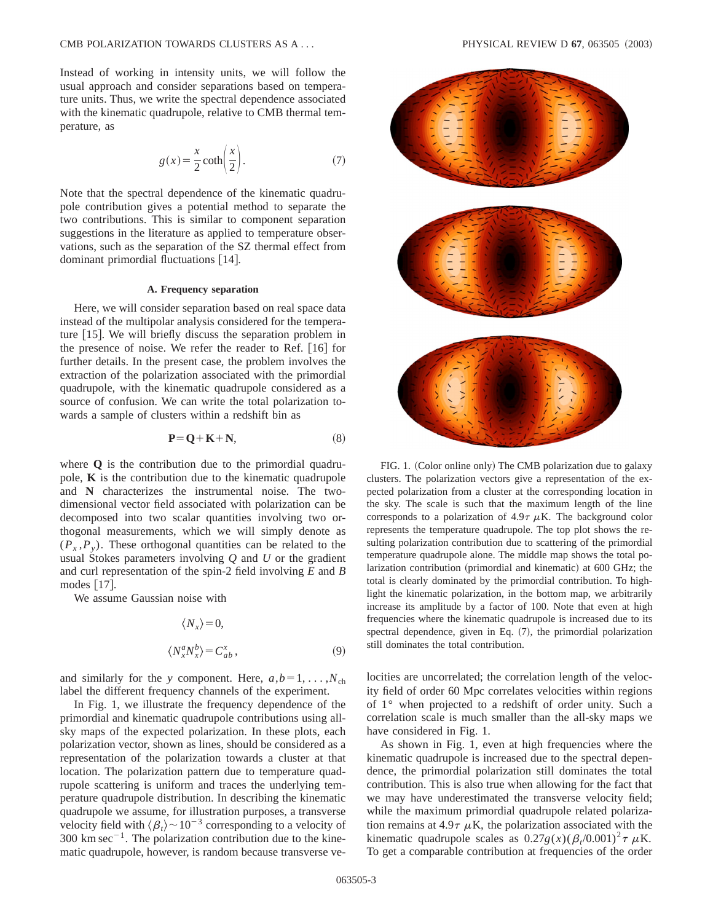Instead of working in intensity units, we will follow the usual approach and consider separations based on temperature units. Thus, we write the spectral dependence associated with the kinematic quadrupole, relative to CMB thermal temperature, as

$$g(x)=\frac{x}{2}\coth\left(\frac{x}{2}\right). \tag{7}$$

Note that the spectral dependence of the kinematic quadrupole contribution gives a potential method to separate the two contributions. This is similar to component separation suggestions in the literature as applied to temperature observations, such as the separation of the SZ thermal effect from dominant primordial fluctuations [14].

### A. Frequency separation

Here, we will consider separation based on real space data instead of the multipolar analysis considered for the temperature [15]. We will briefly discuss the separation problem in the presence of noise. We refer the reader to Ref. [16] for further details. In the present case, the problem involves the extraction of the polarization associated with the primordial quadrupole, with the kinematic quadrupole considered as a source of confusion. We can write the total polarization towards a sample of clusters within a redshift bin as

$$\mathbf{P}=\mathbf{Q}+\mathbf{K}+\mathbf{N}, \tag{8}$$

where $\mathbf{Q}$ is the contribution due to the primordial quadrupole, $\mathbf{K}$ is the contribution due to the kinematic quadrupole and $\mathbf{N}$ characterizes the instrumental noise. The two-dimensional vector field associated with polarization can be decomposed into two scalar quantities involving two orthogonal measurements, which we will simply denote as $(P_x,P_y)$. These orthogonal quantities can be related to the usual Stokes parameters involving $Q$ and $U$ or the gradient and curl representation of the spin-2 field involving $E$ and $B$ modes [17].

We assume Gaussian noise with

$$\langle N_x\rangle=0,$$

$$\langle N_x^a N_x^b\rangle=C_{ab}^x, \tag{9}$$

and similarly for the $y$ component. Here, $a,b=1,\ldots,N_{\rm ch}$ label the different frequency channels of the experiment.

In Fig. 1, we illustrate the frequency dependence of the primordial and kinematic quadrupole contributions using all-sky maps of the expected polarization. In these plots, each polarization vector, shown as lines, should be considered as a representation of the polarization towards a cluster at that location. The polarization pattern due to temperature quadrupole scattering is uniform and traces the underlying temperature quadrupole distribution. In describing the kinematic quadrupole we assume, for illustration purposes, a transverse velocity field with $\langle\beta_t\rangle\sim10^{-3}$ corresponding to a velocity of 300 km sec$^{-1}$. The polarization contribution due to the kinematic quadrupole, however, is random because transverse velocities are uncorrelated; the correlation length of the velocity field of order 60 Mpc correlates velocities within regions of 1° when projected to a redshift of order unity. Such a correlation scale is much smaller than the all-sky maps we have considered in Fig. 1.

FIG. 1. (Color online only) The CMB polarization due to galaxy clusters. The polarization vectors give a representation of the expected polarization from a cluster at the corresponding location in the sky. The scale is such that the maximum length of the line corresponds to a polarization of $4.9\tau$ $\mu$K. The background color represents the temperature quadrupole. The top plot shows the resulting polarization contribution due to scattering of the primordial temperature quadrupole alone. The middle map shows the total polarization contribution (primordial and kinematic) at 600 GHz; the total is clearly dominated by the primordial contribution. To highlight the kinematic polarization, in the bottom map, we arbitrarily increase its amplitude by a factor of 100. Note that even at high frequencies where the kinematic quadrupole is increased due to its spectral dependence, given in Eq. (7), the primordial polarization still dominates the total contribution.

As shown in Fig. 1, even at high frequencies where the kinematic quadrupole is increased due to the spectral dependence, the primordial polarization still dominates the total contribution. This is also true when allowing for the fact that we may have underestimated the transverse velocity field; while the maximum primordial quadrupole related polarization remains at $4.9\tau$ $\mu$K, the polarization associated with the kinematic quadrupole scales as $0.27g(x)(\beta_t/0.001)^2\tau$ $\mu$K. To get a comparable contribution at frequencies of the order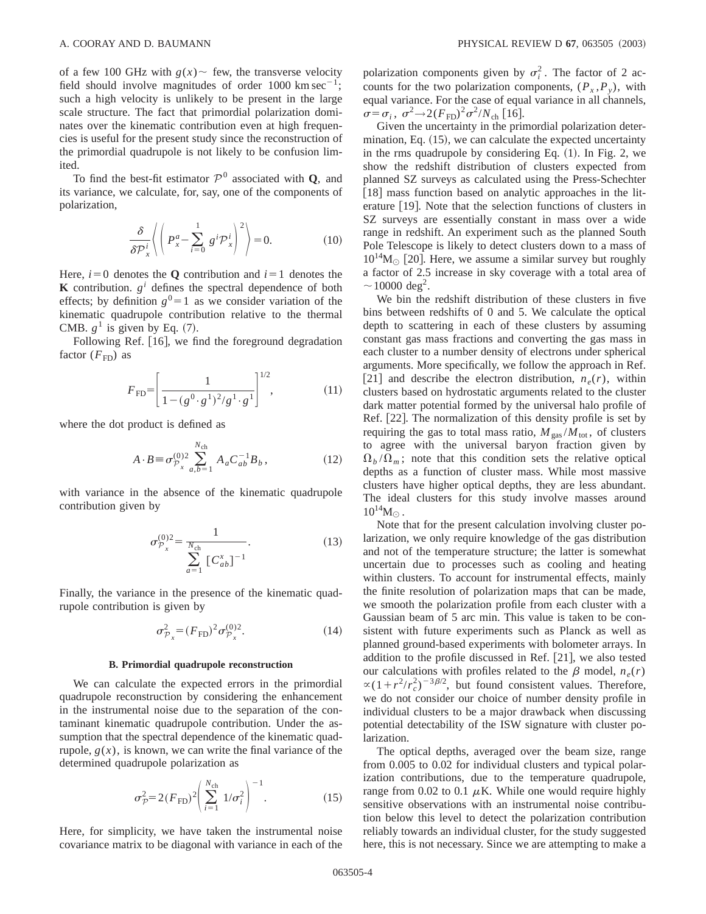of a few 100 GHz with $g(x) \sim$ few, the transverse velocity field should involve magnitudes of order 1000 km sec$^{-1}$; such a high velocity is unlikely to be present in the large scale structure. The fact that primordial polarization dominates over the kinematic contribution even at high frequencies is useful for the present study since the reconstruction of the primordial quadrupole is not likely to be confusion limited.

To find the best-fit estimator $\mathcal{P}^0$ associated with $\mathbf{Q}$, and its variance, we calculate, for, say, one of the components of polarization,

$$\frac{\delta}{\delta \mathcal{P}_x^i} \left\langle \left( P_x^a - \sum_{i=0}^{1} g^i \mathcal{P}_x^i \right)^2 \right\rangle = 0. \tag{10}$$

Here, $i=0$ denotes the $\mathbf{Q}$ contribution and $i=1$ denotes the $\mathbf{K}$ contribution. $g^i$ defines the spectral dependence of both effects; by definition $g^0=1$ as we consider variation of the kinematic quadrupole contribution relative to the thermal CMB. $g^1$ is given by Eq. (7).

Following Ref. [16], we find the foreground degradation factor ($F_{\rm FD}$) as

$$F_{\rm FD} = \left[ \frac{1}{1-(g^0 \cdot g^1)^2 / g^1 \cdot g^1} \right]^{1/2}, \tag{11}$$

where the dot product is defined as

$$A \cdot B \equiv \sigma_{\mathcal{P}_x}^{(0)2} \sum_{a,b=1}^{N_{\rm ch}} A_a C_{ab}^{-1} B_b, \tag{12}$$

with variance in the absence of the kinematic quadrupole contribution given by

$$\sigma_{\mathcal{P}_x}^{(0)2} = \frac{1}{\sum_{a=1}^{N_{\rm ch}} [C_{ab}^x]^{-1}}. \tag{13}$$

Finally, the variance in the presence of the kinematic quadrupole contribution is given by

$$\sigma_{\mathcal{P}_x}^2 = (F_{\rm FD})^2 \sigma_{\mathcal{P}_x}^{(0)2}. \tag{14}$$

### B. Primordial quadrupole reconstruction

We can calculate the expected errors in the primordial quadrupole reconstruction by considering the enhancement in the instrumental noise due to the separation of the contaminant kinematic quadrupole contribution. Under the assumption that the spectral dependence of the kinematic quadrupole, $g(x)$, is known, we can write the final variance of the determined quadrupole polarization as

$$\sigma_{\mathcal{P}}^2 = 2(F_{\rm FD})^2 \left( \sum_{i=1}^{N_{\rm ch}} 1/\sigma_i^2 \right)^{-1}. \tag{15}$$

Here, for simplicity, we have taken the instrumental noise covariance matrix to be diagonal with variance in each of the polarization components given by $\sigma_i^2$. The factor of 2 accounts for the two polarization components, $(P_x, P_y)$, with equal variance. For the case of equal variance in all channels, $\sigma = \sigma_i$, $\sigma^2 \to 2(F_{\rm FD})^2 \sigma^2 / N_{\rm ch}$ [16].

Given the uncertainty in the primordial polarization determination, Eq. (15), we can calculate the expected uncertainty in the rms quadrupole by considering Eq. (1). In Fig. 2, we show the redshift distribution of clusters expected from planned SZ surveys as calculated using the Press-Schechter [18] mass function based on analytic approaches in the literature [19]. Note that the selection functions of clusters in SZ surveys are essentially constant in mass over a wide range in redshift. An experiment such as the planned South Pole Telescope is likely to detect clusters down to a mass of $10^{14} M_\odot$ [20]. Here, we assume a similar survey but roughly a factor of 2.5 increase in sky coverage with a total area of $\sim 10000$ deg$^2$.

We bin the redshift distribution of these clusters in five bins between redshifts of 0 and 5. We calculate the optical depth to scattering in each of these clusters by assuming constant gas mass fractions and converting the gas mass in each cluster to a number density of electrons under spherical arguments. More specifically, we follow the approach in Ref. [21] and describe the electron distribution, $n_e(r)$, within clusters based on hydrostatic arguments related to the cluster dark matter potential formed by the universal halo profile of Ref. [22]. The normalization of this density profile is set by requiring the gas to total mass ratio, $M_{\rm gas}/M_{\rm tot}$, of clusters to agree with the universal baryon fraction given by $\Omega_b/\Omega_m$; note that this condition sets the relative optical depths as a function of cluster mass. While most massive clusters have higher optical depths, they are less abundant. The ideal clusters for this study involve masses around $10^{14} M_\odot$.

Note that for the present calculation involving cluster polarization, we only require knowledge of the gas distribution and not of the temperature structure; the latter is somewhat uncertain due to processes such as cooling and heating within clusters. To account for instrumental effects, mainly the finite resolution of polarization maps that can be made, we smooth the polarization profile from each cluster with a Gaussian beam of 5 arc min. This value is taken to be consistent with future experiments such as Planck as well as planned ground-based experiments with bolometer arrays. In addition to the profile discussed in Ref. [21], we also tested our calculations with profiles related to the $\beta$ model, $n_e(r) \propto (1 + r^2/r_c^2)^{-3\beta/2}$, but found consistent values. Therefore, we do not consider our choice of number density profile in individual clusters to be a major drawback when discussing potential detectability of the ISW signature with cluster polarization.

The optical depths, averaged over the beam size, range from 0.005 to 0.02 for individual clusters and typical polarization contributions, due to the temperature quadrupole, range from 0.02 to 0.1 $\mu$K. While one would require highly sensitive observations with an instrumental noise contribution below this level to detect the polarization contribution reliably towards an individual cluster, for the study suggested here, this is not necessary. Since we are attempting to make a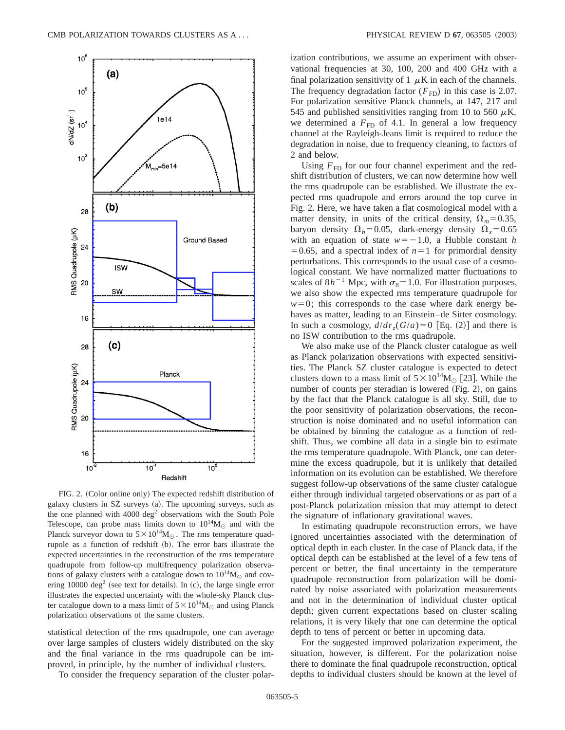FIG. 2. (Color online only) The expected redshift distribution of galaxy clusters in SZ surveys (a). The upcoming surveys, such as the one planned with 4000 deg$^2$ observations with the South Pole Telescope, can probe mass limits down to $10^{14}M_\odot$ and with the Planck surveyor down to $5\times10^{14}M_\odot$. The rms temperature quadrupole as a function of redshift (b). The error bars illustrate the expected uncertainties in the reconstruction of the rms temperature quadrupole from follow-up multifrequency polarization observations of galaxy clusters with a catalogue down to $10^{14}M_\odot$ and covering 10000 deg$^2$ (see text for details). In (c), the large single error illustrates the expected uncertainty with the whole-sky Planck cluster catalogue down to a mass limit of $5\times10^{14}M_\odot$ and using Planck polarization observations of the same clusters.

statistical detection of the rms quadrupole, one can average over large samples of clusters widely distributed on the sky and the final variance in the rms quadrupole can be improved, in principle, by the number of individual clusters.

To consider the frequency separation of the cluster polarization contributions, we assume an experiment with observational frequencies at 30, 100, 200 and 400 GHz with a final polarization sensitivity of 1 $\mu$K in each of the channels. The frequency degradation factor ($F_{\rm FD}$) in this case is 2.07. For polarization sensitive Planck channels, at 147, 217 and 545 and published sensitivities ranging from 10 to 560 $\mu$K, we determined a $F_{\rm FD}$ of 4.1. In general a low frequency channel at the Rayleigh-Jeans limit is required to reduce the degradation in noise, due to frequency cleaning, to factors of 2 and below.

Using $F_{\rm FD}$ for our four channel experiment and the redshift distribution of clusters, we can now determine how well the rms quadrupole can be established. We illustrate the expected rms quadrupole and errors around the top curve in Fig. 2. Here, we have taken a flat cosmological model with a matter density, in units of the critical density, $\Omega_m=0.35$, baryon density $\Omega_b=0.05$, dark-energy density $\Omega_x=0.65$ with an equation of state $w=-1.0$, a Hubble constant $h=0.65$, and a spectral index of $n=1$ for primordial density perturbations. This corresponds to the usual case of a cosmological constant. We have normalized matter fluctuations to scales of $8h^{-1}$ Mpc, with $\sigma_8=1.0$. For illustration purposes, we also show the expected rms temperature quadrupole for $w=0$; this corresponds to the case where dark energy behaves as matter, leading to an Einstein–de Sitter cosmology. In such a cosmology, $d/dr_z(G/a)=0$ [Eq. (2)] and there is no ISW contribution to the rms quadrupole.

We also make use of the Planck cluster catalogue as well as Planck polarization observations with expected sensitivities. The Planck SZ cluster catalogue is expected to detect clusters down to a mass limit of $5\times10^{14}M_\odot$ [23]. While the number of counts per steradian is lowered (Fig. 2), on gains by the fact that the Planck catalogue is all sky. Still, due to the poor sensitivity of polarization observations, the reconstruction is noise dominated and no useful information can be obtained by binning the catalogue as a function of redshift. Thus, we combine all data in a single bin to estimate the rms temperature quadrupole. With Planck, one can determine the excess quadrupole, but it is unlikely that detailed information on its evolution can be established. We therefore suggest follow-up observations of the same cluster catalogue either through individual targeted observations or as part of a post-Planck polarization mission that may attempt to detect the signature of inflationary gravitational waves.

In estimating quadrupole reconstruction errors, we have ignored uncertainties associated with the determination of optical depth in each cluster. In the case of Planck data, if the optical depth can be established at the level of a few tens of percent or better, the final uncertainty in the temperature quadrupole reconstruction from polarization will be dominated by noise associated with polarization measurements and not in the determination of individual cluster optical depth; given current expectations based on cluster scaling relations, it is very likely that one can determine the optical depth to tens of percent or better in upcoming data.

For the suggested improved polarization experiment, the situation, however, is different. For the polarization noise there to dominate the final quadrupole reconstruction, optical depths to individual clusters should be known at the level of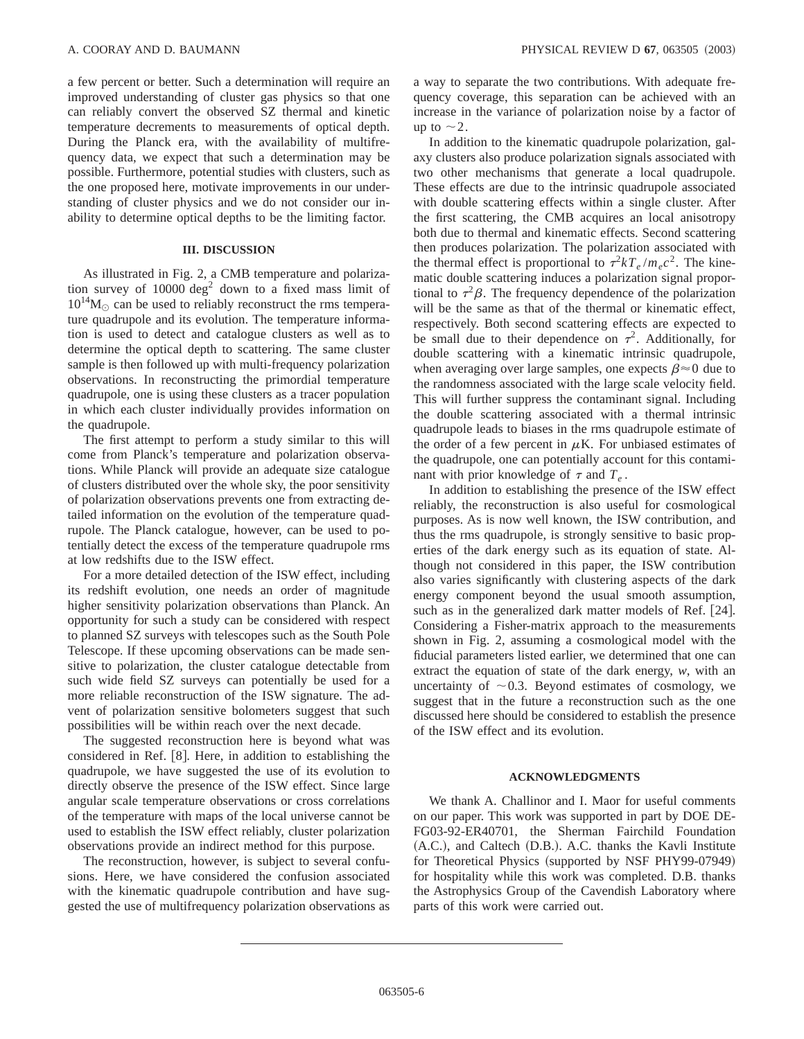a few percent or better. Such a determination will require an improved understanding of cluster gas physics so that one can reliably convert the observed SZ thermal and kinetic temperature decrements to measurements of optical depth. During the Planck era, with the availability of multifrequency data, we expect that such a determination may be possible. Furthermore, potential studies with clusters, such as the one proposed here, motivate improvements in our understanding of cluster physics and we do not consider our inability to determine optical depths to be the limiting factor.

### III. DISCUSSION

As illustrated in Fig. 2, a CMB temperature and polarization survey of 10000 $\deg^2$ down to a fixed mass limit of $10^{14}M_{\odot}$ can be used to reliably reconstruct the rms temperature quadrupole and its evolution. The temperature information is used to detect and catalogue clusters as well as to determine the optical depth to scattering. The same cluster sample is then followed up with multi-frequency polarization observations. In reconstructing the primordial temperature quadrupole, one is using these clusters as a tracer population in which each cluster individually provides information on the quadrupole.

The first attempt to perform a study similar to this will come from Planck's temperature and polarization observations. While Planck will provide an adequate size catalogue of clusters distributed over the whole sky, the poor sensitivity of polarization observations prevents one from extracting detailed information on the evolution of the temperature quadrupole. The Planck catalogue, however, can be used to potentially detect the excess of the temperature quadrupole rms at low redshifts due to the ISW effect.

For a more detailed detection of the ISW effect, including its redshift evolution, one needs an order of magnitude higher sensitivity polarization observations than Planck. An opportunity for such a study can be considered with respect to planned SZ surveys with telescopes such as the South Pole Telescope. If these upcoming observations can be made sensitive to polarization, the cluster catalogue detectable from such wide field SZ surveys can potentially be used for a more reliable reconstruction of the ISW signature. The advent of polarization sensitive bolometers suggest that such possibilities will be within reach over the next decade.

The suggested reconstruction here is beyond what was considered in Ref. [8]. Here, in addition to establishing the quadrupole, we have suggested the use of its evolution to directly observe the presence of the ISW effect. Since large angular scale temperature observations or cross correlations of the temperature with maps of the local universe cannot be used to establish the ISW effect reliably, cluster polarization observations provide an indirect method for this purpose.

The reconstruction, however, is subject to several confusions. Here, we have considered the confusion associated with the kinematic quadrupole contribution and have suggested the use of multifrequency polarization observations as a way to separate the two contributions. With adequate frequency coverage, this separation can be achieved with an increase in the variance of polarization noise by a factor of up to $\sim 2$.

In addition to the kinematic quadrupole polarization, galaxy clusters also produce polarization signals associated with two other mechanisms that generate a local quadrupole. These effects are due to the intrinsic quadrupole associated with double scattering effects within a single cluster. After the first scattering, the CMB acquires an local anisotropy both due to thermal and kinematic effects. Second scattering then produces polarization. The polarization associated with the thermal effect is proportional to $\tau^2 kT_e/m_e c^2$. The kinematic double scattering induces a polarization signal proportional to $\tau^2\beta$. The frequency dependence of the polarization will be the same as that of the thermal or kinematic effect, respectively. Both second scattering effects are expected to be small due to their dependence on $\tau^2$. Additionally, for double scattering with a kinematic intrinsic quadrupole, when averaging over large samples, one expects $\beta \approx 0$ due to the randomness associated with the large scale velocity field. This will further suppress the contaminant signal. Including the double scattering associated with a thermal intrinsic quadrupole leads to biases in the rms quadrupole estimate of the order of a few percent in $\mu$K. For unbiased estimates of the quadrupole, one can potentially account for this contaminant with prior knowledge of $\tau$ and $T_e$.

In addition to establishing the presence of the ISW effect reliably, the reconstruction is also useful for cosmological purposes. As is now well known, the ISW contribution, and thus the rms quadrupole, is strongly sensitive to basic properties of the dark energy such as its equation of state. Although not considered in this paper, the ISW contribution also varies significantly with clustering aspects of the dark energy component beyond the usual smooth assumption, such as in the generalized dark matter models of Ref. [24]. Considering a Fisher-matrix approach to the measurements shown in Fig. 2, assuming a cosmological model with the fiducial parameters listed earlier, we determined that one can extract the equation of state of the dark energy, $w$, with an uncertainty of $\sim 0.3$. Beyond estimates of cosmology, we suggest that in the future a reconstruction such as the one discussed here should be considered to establish the presence of the ISW effect and its evolution.

### ACKNOWLEDGMENTS

We thank A. Challinor and I. Maor for useful comments on our paper. This work was supported in part by DOE DE-FG03-92-ER40701, the Sherman Fairchild Foundation (A.C.), and Caltech (D.B.). A.C. thanks the Kavli Institute for Theoretical Physics (supported by NSF PHY99-07949) for hospitality while this work was completed. D.B. thanks the Astrophysics Group of the Cavendish Laboratory where parts of this work were carried out.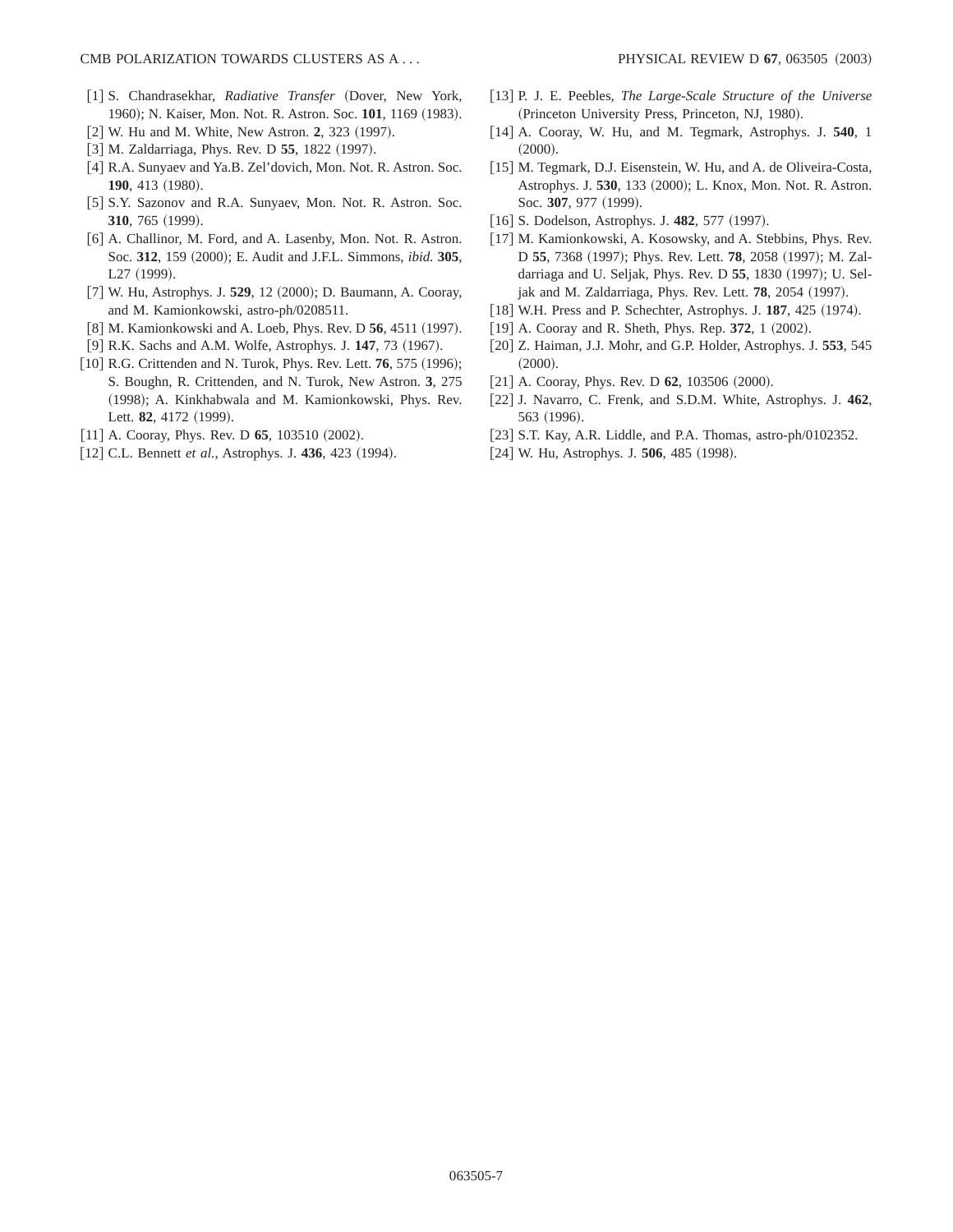[1] S. Chandrasekhar, *Radiative Transfer* (Dover, New York, 1960); N. Kaiser, Mon. Not. R. Astron. Soc. **101**, 1169 (1983).

[2] W. Hu and M. White, New Astron. **2**, 323 (1997).

[3] M. Zaldarriaga, Phys. Rev. D **55**, 1822 (1997).

[4] R.A. Sunyaev and Ya.B. Zel'dovich, Mon. Not. R. Astron. Soc. **190**, 413 (1980).

[5] S.Y. Sazonov and R.A. Sunyaev, Mon. Not. R. Astron. Soc. **310**, 765 (1999).

[6] A. Challinor, M. Ford, and A. Lasenby, Mon. Not. R. Astron. Soc. **312**, 159 (2000); E. Audit and J.F.L. Simmons, *ibid.* **305**, L27 (1999).

[7] W. Hu, Astrophys. J. **529**, 12 (2000); D. Baumann, A. Cooray, and M. Kamionkowski, astro-ph/0208511.

[8] M. Kamionkowski and A. Loeb, Phys. Rev. D **56**, 4511 (1997).

[9] R.K. Sachs and A.M. Wolfe, Astrophys. J. **147**, 73 (1967).

[10] R.G. Crittenden and N. Turok, Phys. Rev. Lett. **76**, 575 (1996); S. Boughn, R. Crittenden, and N. Turok, New Astron. **3**, 275 (1998); A. Kinkhabwala and M. Kamionkowski, Phys. Rev. Lett. **82**, 4172 (1999).

[11] A. Cooray, Phys. Rev. D **65**, 103510 (2002).

[12] C.L. Bennett *et al.*, Astrophys. J. **436**, 423 (1994).

[13] P. J. E. Peebles, *The Large-Scale Structure of the Universe* (Princeton University Press, Princeton, NJ, 1980).

[14] A. Cooray, W. Hu, and M. Tegmark, Astrophys. J. **540**, 1 (2000).

[15] M. Tegmark, D.J. Eisenstein, W. Hu, and A. de Oliveira-Costa, Astrophys. J. **530**, 133 (2000); L. Knox, Mon. Not. R. Astron. Soc. **307**, 977 (1999).

[16] S. Dodelson, Astrophys. J. **482**, 577 (1997).

[17] M. Kamionkowski, A. Kosowsky, and A. Stebbins, Phys. Rev. D **55**, 7368 (1997); Phys. Rev. Lett. **78**, 2058 (1997); M. Zaldarriaga and U. Seljak, Phys. Rev. D **55**, 1830 (1997); U. Seljak and M. Zaldarriaga, Phys. Rev. Lett. **78**, 2054 (1997).

[18] W.H. Press and P. Schechter, Astrophys. J. **187**, 425 (1974).

[19] A. Cooray and R. Sheth, Phys. Rep. **372**, 1 (2002).

[20] Z. Haiman, J.J. Mohr, and G.P. Holder, Astrophys. J. **553**, 545 (2000).

[21] A. Cooray, Phys. Rev. D **62**, 103506 (2000).

[22] J. Navarro, C. Frenk, and S.D.M. White, Astrophys. J. **462**, 563 (1996).

[23] S.T. Kay, A.R. Liddle, and P.A. Thomas, astro-ph/0102352.

[24] W. Hu, Astrophys. J. **506**, 485 (1998).